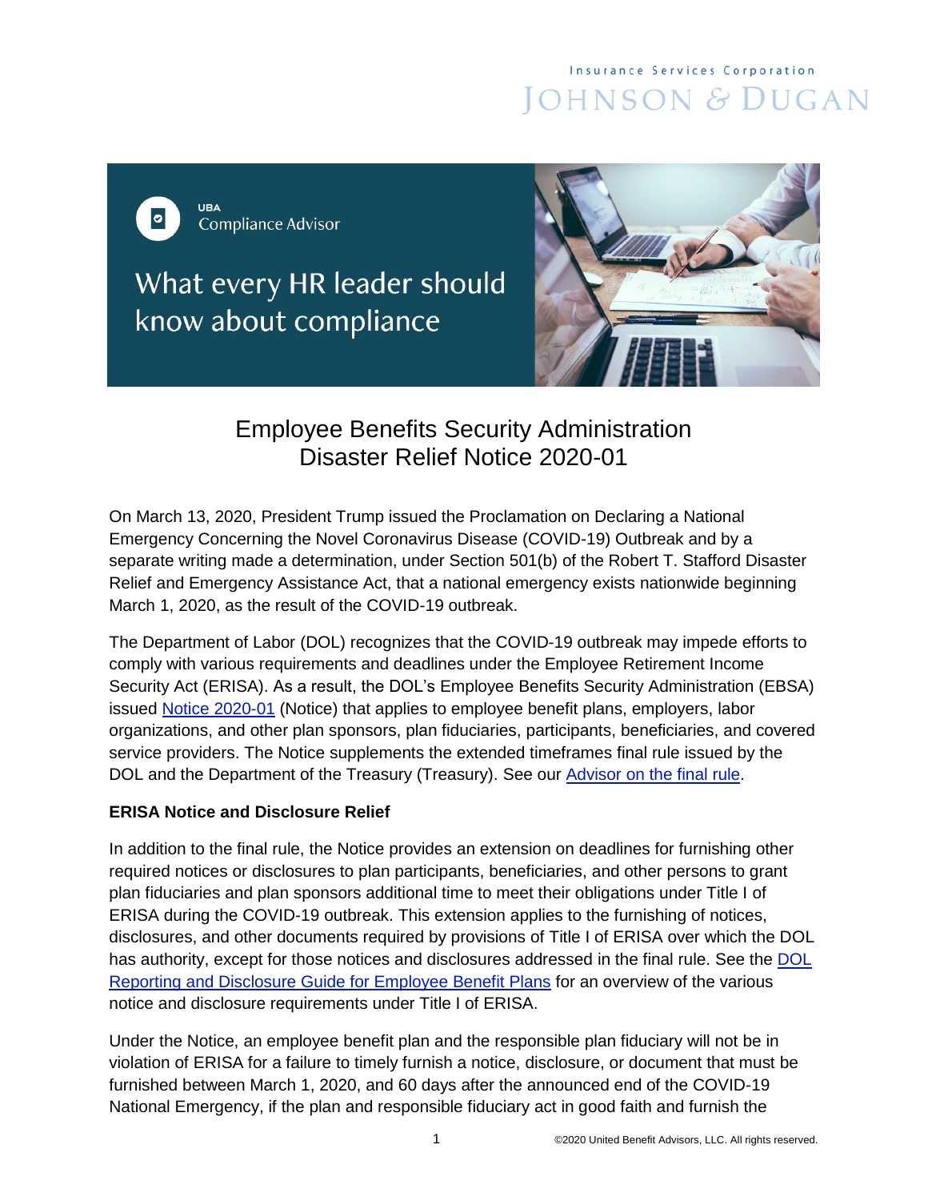Insurance Services Corporation
JOHNSON & DUGAN

UBA
Compliance Advisor

What every HR leader should know about compliance

# Employee Benefits Security Administration Disaster Relief Notice 2020-01

On March 13, 2020, President Trump issued the Proclamation on Declaring a National Emergency Concerning the Novel Coronavirus Disease (COVID-19) Outbreak and by a separate writing made a determination, under Section 501(b) of the Robert T. Stafford Disaster Relief and Emergency Assistance Act, that a national emergency exists nationwide beginning March 1, 2020, as the result of the COVID-19 outbreak.

The Department of Labor (DOL) recognizes that the COVID-19 outbreak may impede efforts to comply with various requirements and deadlines under the Employee Retirement Income Security Act (ERISA). As a result, the DOL's Employee Benefits Security Administration (EBSA) issued Notice 2020-01 (Notice) that applies to employee benefit plans, employers, labor organizations, and other plan sponsors, plan fiduciaries, participants, beneficiaries, and covered service providers. The Notice supplements the extended timeframes final rule issued by the DOL and the Department of the Treasury (Treasury). See our Advisor on the final rule.

**ERISA Notice and Disclosure Relief**

In addition to the final rule, the Notice provides an extension on deadlines for furnishing other required notices or disclosures to plan participants, beneficiaries, and other persons to grant plan fiduciaries and plan sponsors additional time to meet their obligations under Title I of ERISA during the COVID-19 outbreak. This extension applies to the furnishing of notices, disclosures, and other documents required by provisions of Title I of ERISA over which the DOL has authority, except for those notices and disclosures addressed in the final rule. See the DOL Reporting and Disclosure Guide for Employee Benefit Plans for an overview of the various notice and disclosure requirements under Title I of ERISA.

Under the Notice, an employee benefit plan and the responsible plan fiduciary will not be in violation of ERISA for a failure to timely furnish a notice, disclosure, or document that must be furnished between March 1, 2020, and 60 days after the announced end of the COVID-19 National Emergency, if the plan and responsible fiduciary act in good faith and furnish the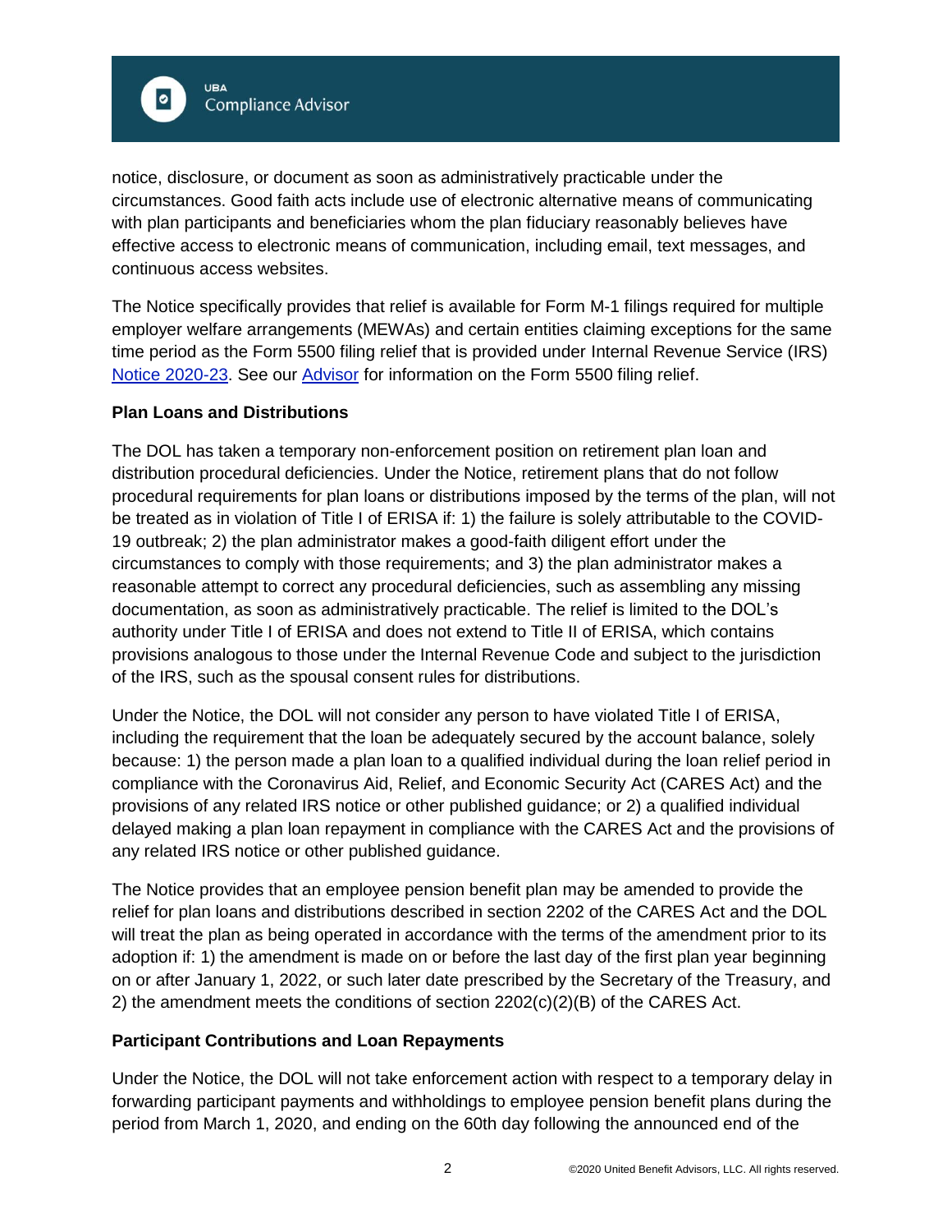notice, disclosure, or document as soon as administratively practicable under the circumstances. Good faith acts include use of electronic alternative means of communicating with plan participants and beneficiaries whom the plan fiduciary reasonably believes have effective access to electronic means of communication, including email, text messages, and continuous access websites.

The Notice specifically provides that relief is available for Form M-1 filings required for multiple employer welfare arrangements (MEWAs) and certain entities claiming exceptions for the same time period as the Form 5500 filing relief that is provided under Internal Revenue Service (IRS) Notice 2020-23. See our Advisor for information on the Form 5500 filing relief.

**Plan Loans and Distributions**

The DOL has taken a temporary non-enforcement position on retirement plan loan and distribution procedural deficiencies. Under the Notice, retirement plans that do not follow procedural requirements for plan loans or distributions imposed by the terms of the plan, will not be treated as in violation of Title I of ERISA if: 1) the failure is solely attributable to the COVID-19 outbreak; 2) the plan administrator makes a good-faith diligent effort under the circumstances to comply with those requirements; and 3) the plan administrator makes a reasonable attempt to correct any procedural deficiencies, such as assembling any missing documentation, as soon as administratively practicable. The relief is limited to the DOL's authority under Title I of ERISA and does not extend to Title II of ERISA, which contains provisions analogous to those under the Internal Revenue Code and subject to the jurisdiction of the IRS, such as the spousal consent rules for distributions.

Under the Notice, the DOL will not consider any person to have violated Title I of ERISA, including the requirement that the loan be adequately secured by the account balance, solely because: 1) the person made a plan loan to a qualified individual during the loan relief period in compliance with the Coronavirus Aid, Relief, and Economic Security Act (CARES Act) and the provisions of any related IRS notice or other published guidance; or 2) a qualified individual delayed making a plan loan repayment in compliance with the CARES Act and the provisions of any related IRS notice or other published guidance.

The Notice provides that an employee pension benefit plan may be amended to provide the relief for plan loans and distributions described in section 2202 of the CARES Act and the DOL will treat the plan as being operated in accordance with the terms of the amendment prior to its adoption if: 1) the amendment is made on or before the last day of the first plan year beginning on or after January 1, 2022, or such later date prescribed by the Secretary of the Treasury, and 2) the amendment meets the conditions of section 2202(c)(2)(B) of the CARES Act.

**Participant Contributions and Loan Repayments**

Under the Notice, the DOL will not take enforcement action with respect to a temporary delay in forwarding participant payments and withholdings to employee pension benefit plans during the period from March 1, 2020, and ending on the 60th day following the announced end of the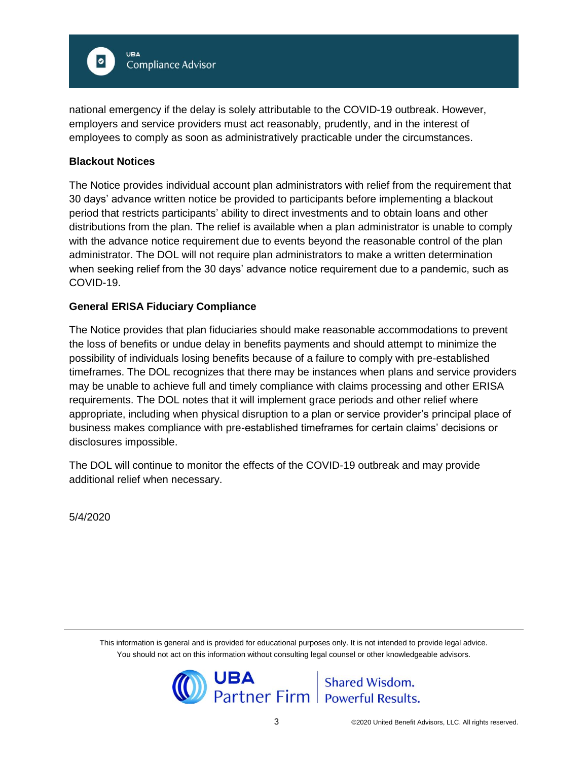national emergency if the delay is solely attributable to the COVID-19 outbreak. However, employers and service providers must act reasonably, prudently, and in the interest of employees to comply as soon as administratively practicable under the circumstances.

## Blackout Notices

The Notice provides individual account plan administrators with relief from the requirement that 30 days' advance written notice be provided to participants before implementing a blackout period that restricts participants' ability to direct investments and to obtain loans and other distributions from the plan. The relief is available when a plan administrator is unable to comply with the advance notice requirement due to events beyond the reasonable control of the plan administrator. The DOL will not require plan administrators to make a written determination when seeking relief from the 30 days' advance notice requirement due to a pandemic, such as COVID-19.

## General ERISA Fiduciary Compliance

The Notice provides that plan fiduciaries should make reasonable accommodations to prevent the loss of benefits or undue delay in benefits payments and should attempt to minimize the possibility of individuals losing benefits because of a failure to comply with pre-established timeframes. The DOL recognizes that there may be instances when plans and service providers may be unable to achieve full and timely compliance with claims processing and other ERISA requirements. The DOL notes that it will implement grace periods and other relief where appropriate, including when physical disruption to a plan or service provider's principal place of business makes compliance with pre-established timeframes for certain claims' decisions or disclosures impossible.

The DOL will continue to monitor the effects of the COVID-19 outbreak and may provide additional relief when necessary.

5/4/2020

This information is general and is provided for educational purposes only. It is not intended to provide legal advice. You should not act on this information without consulting legal counsel or other knowledgeable advisors.